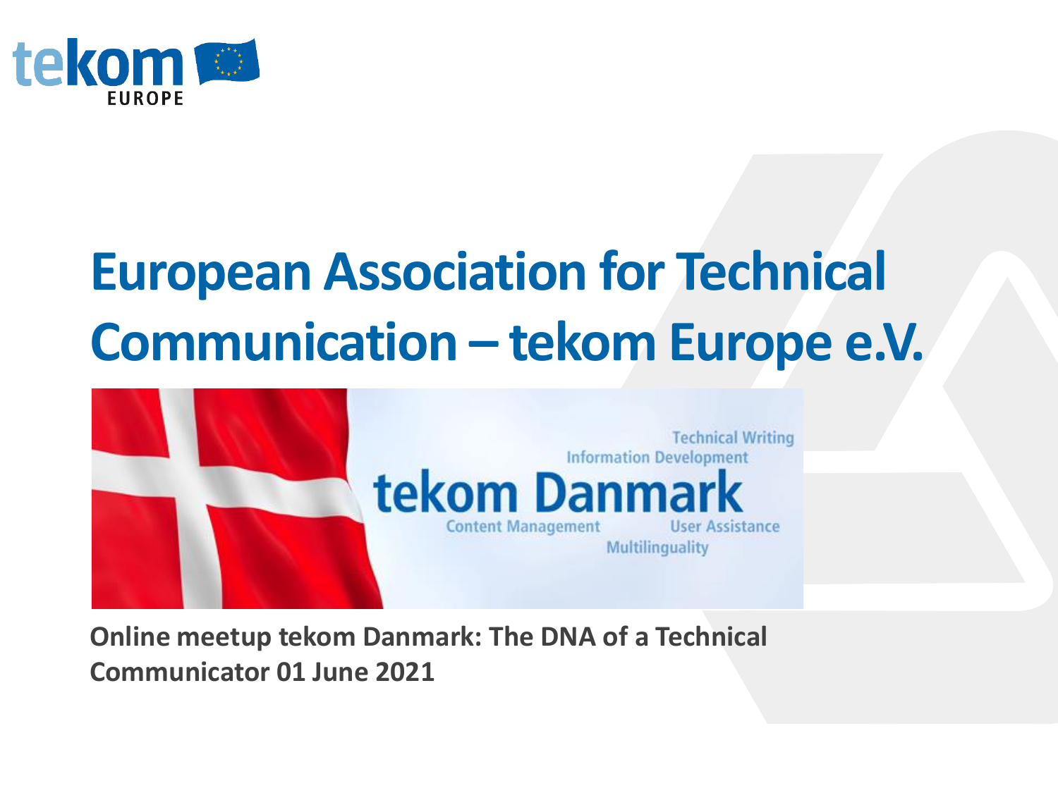# European Association for Technical Communication – tekom Europe e.V.

Online meetup tekom Danmark: The DNA of a Technical Communicator 01 June 2021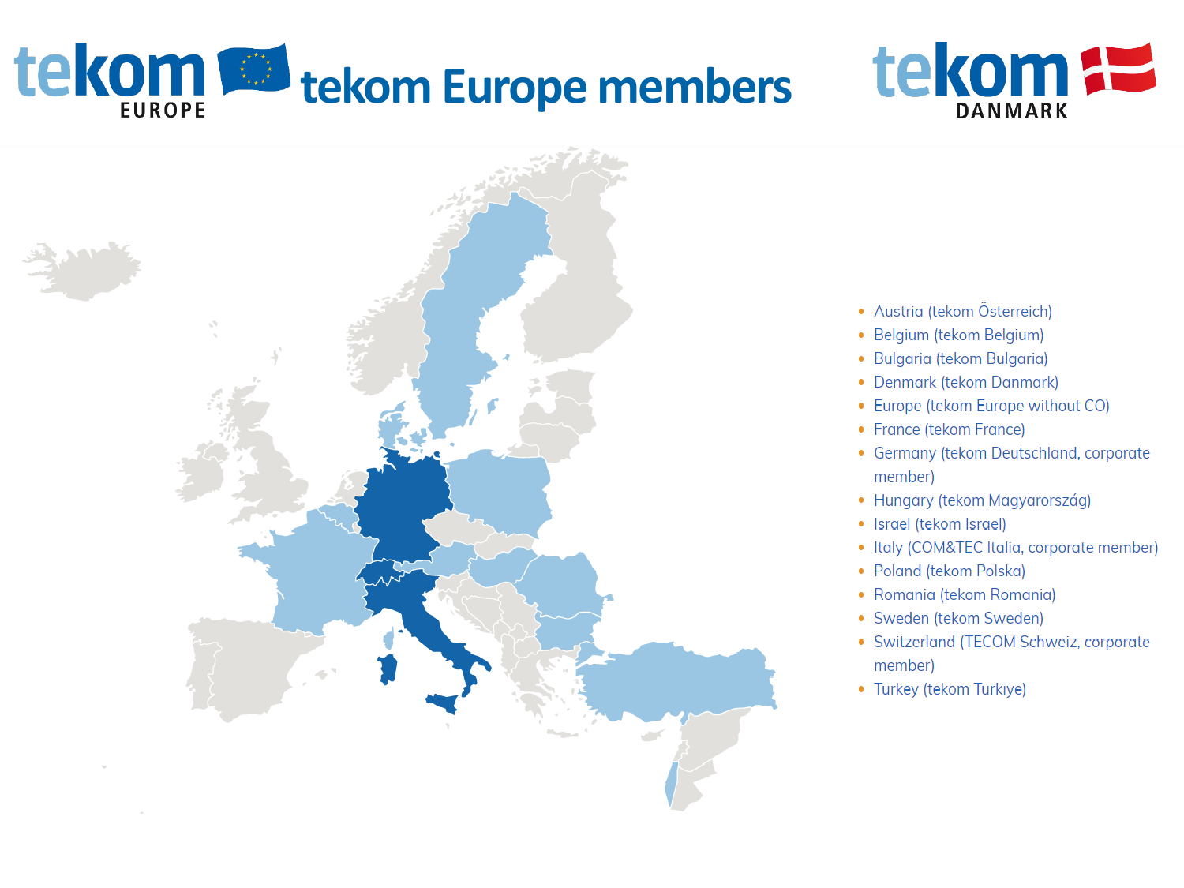# tekom Europe members

tekom EUROPE

tekom DANMARK

- Austria (tekom Österreich)
- Belgium (tekom Belgium)
- Bulgaria (tekom Bulgaria)
- Denmark (tekom Danmark)
- Europe (tekom Europe without CO)
- France (tekom France)
- Germany (tekom Deutschland, corporate member)
- Hungary (tekom Magyarország)
- Israel (tekom Israel)
- Italy (COM&TEC Italia, corporate member)
- Poland (tekom Polska)
- Romania (tekom Romania)
- Sweden (tekom Sweden)
- Switzerland (TECOM Schweiz, corporate member)
- Turkey (tekom Türkiye)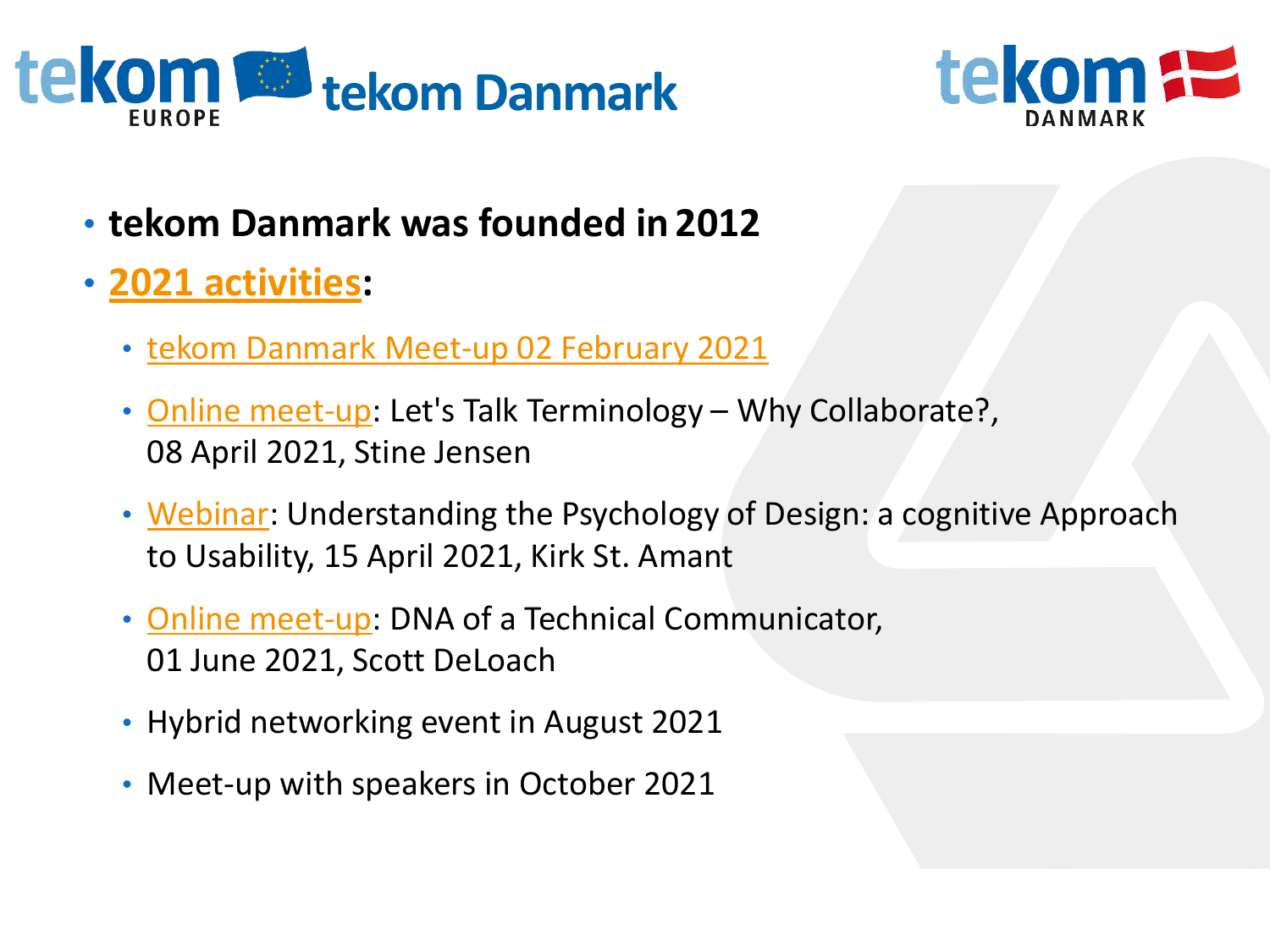# tekom Danmark

- **tekom Danmark was founded in 2012**
- **2021 activities:**
  - tekom Danmark Meet-up 02 February 2021
  - Online meet-up: Let's Talk Terminology – Why Collaborate?, 08 April 2021, Stine Jensen
  - Webinar: Understanding the Psychology of Design: a cognitive Approach to Usability, 15 April 2021, Kirk St. Amant
  - Online meet-up: DNA of a Technical Communicator, 01 June 2021, Scott DeLoach
  - Hybrid networking event in August 2021
  - Meet-up with speakers in October 2021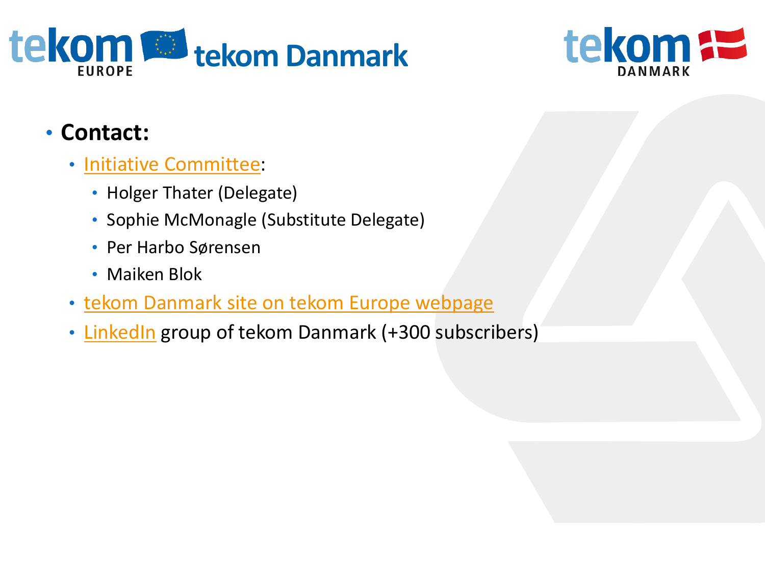- **Contact:**
  - Initiative Committee:
    - Holger Thater (Delegate)
    - Sophie McMonagle (Substitute Delegate)
    - Per Harbo Sørensen
    - Maiken Blok
  - tekom Danmark site on tekom Europe webpage
  - LinkedIn group of tekom Danmark (+300 subscribers)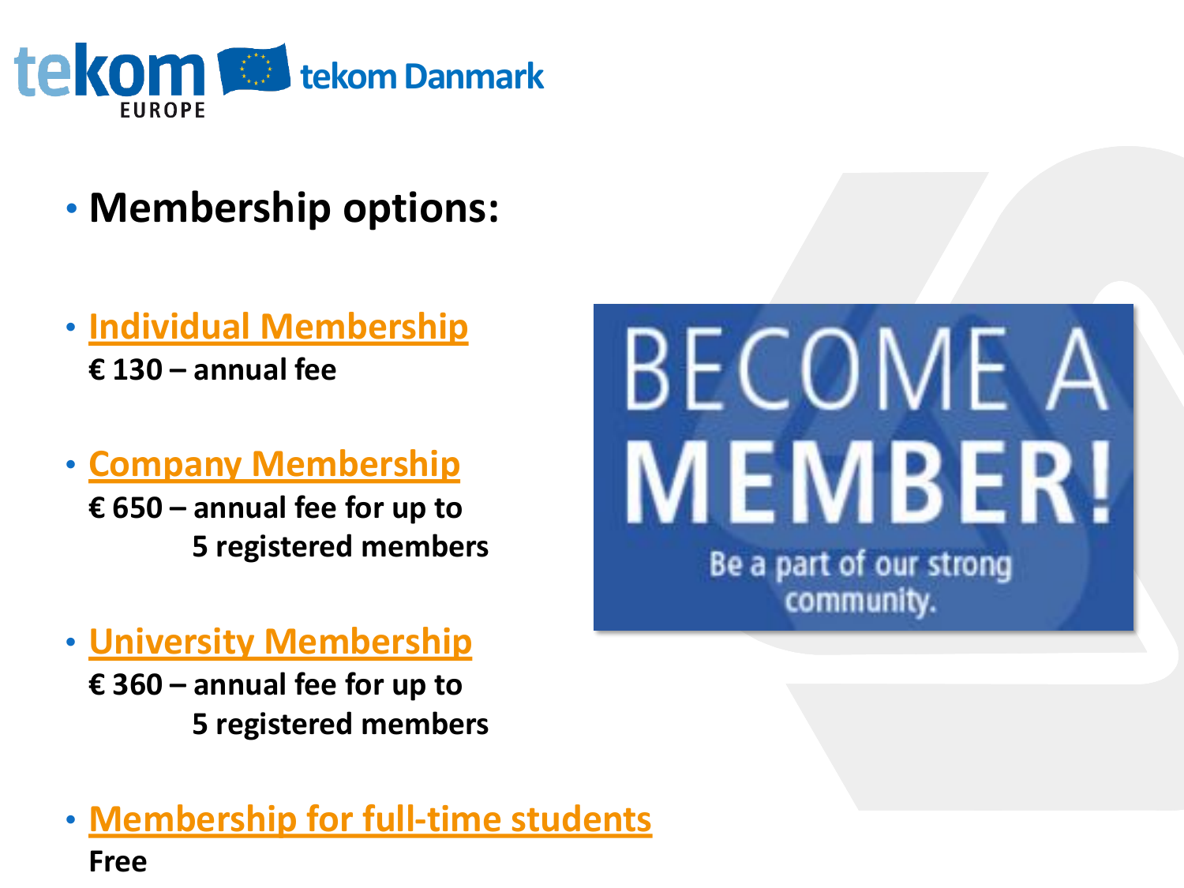- **Membership options:**

- **Individual Membership**
  **€ 130 – annual fee**

- **Company Membership**
  **€ 650 – annual fee for up to 5 registered members**

- **University Membership**
  **€ 360 – annual fee for up to 5 registered members**

- **Membership for full-time students**
  **Free**

BECOME A MEMBER!

Be a part of our strong community.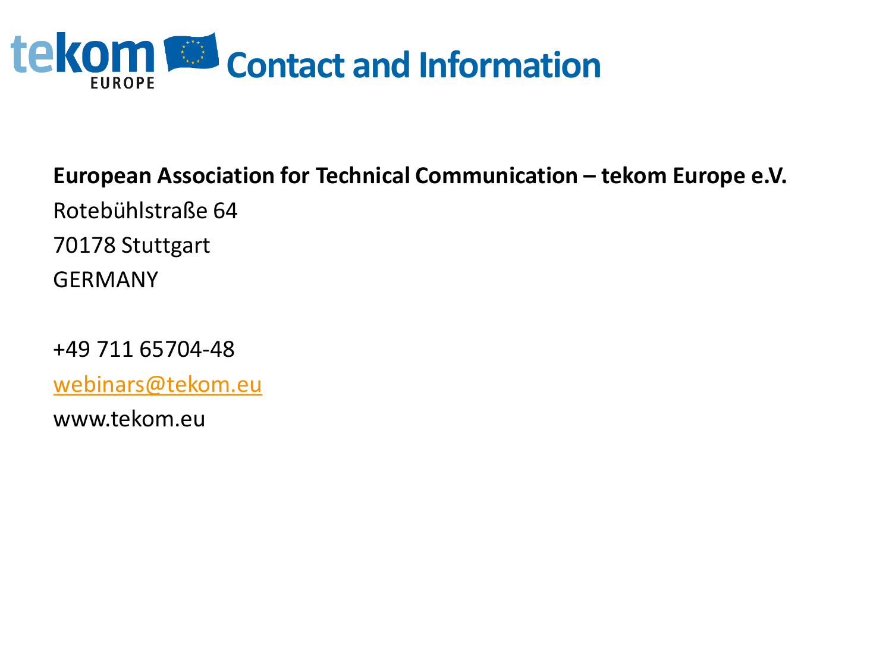# Contact and Information

**European Association for Technical Communication – tekom Europe e.V.**

Rotebühlstraße 64

70178 Stuttgart

GERMANY

+49 711 65704-48

webinars@tekom.eu

www.tekom.eu